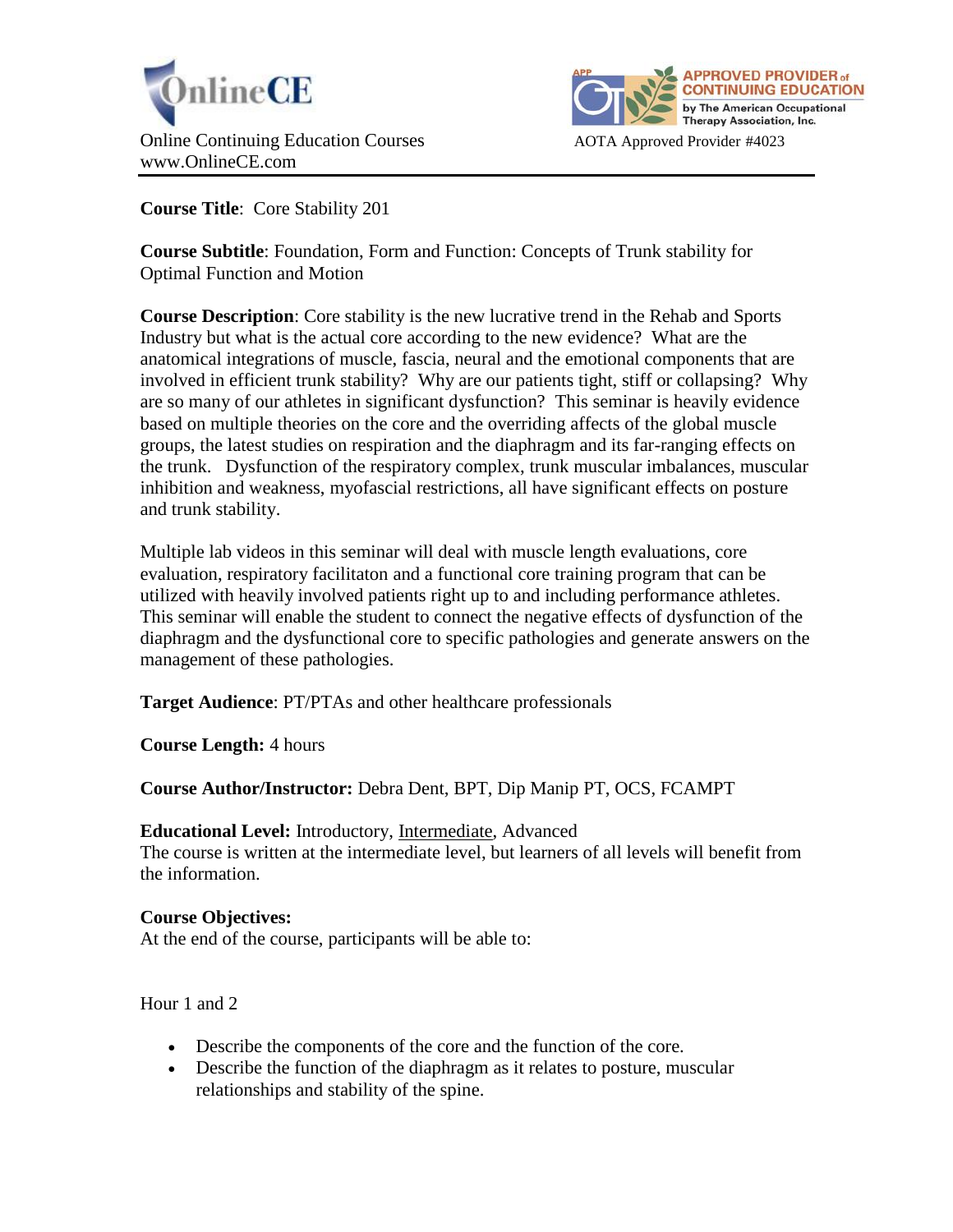OnlineCE

Online Continuing Education Courses
www.OnlineCE.com

APPROVED PROVIDER of CONTINUING EDUCATION by The American Occupational Therapy Association, Inc.

AOTA Approved Provider #4023

**Course Title**: Core Stability 201

**Course Subtitle**: Foundation, Form and Function: Concepts of Trunk stability for Optimal Function and Motion

**Course Description**: Core stability is the new lucrative trend in the Rehab and Sports Industry but what is the actual core according to the new evidence? What are the anatomical integrations of muscle, fascia, neural and the emotional components that are involved in efficient trunk stability? Why are our patients tight, stiff or collapsing? Why are so many of our athletes in significant dysfunction? This seminar is heavily evidence based on multiple theories on the core and the overriding affects of the global muscle groups, the latest studies on respiration and the diaphragm and its far-ranging effects on the trunk. Dysfunction of the respiratory complex, trunk muscular imbalances, muscular inhibition and weakness, myofascial restrictions, all have significant effects on posture and trunk stability.

Multiple lab videos in this seminar will deal with muscle length evaluations, core evaluation, respiratory facilitaton and a functional core training program that can be utilized with heavily involved patients right up to and including performance athletes. This seminar will enable the student to connect the negative effects of dysfunction of the diaphragm and the dysfunctional core to specific pathologies and generate answers on the management of these pathologies.

**Target Audience**: PT/PTAs and other healthcare professionals

**Course Length:** 4 hours

**Course Author/Instructor:** Debra Dent, BPT, Dip Manip PT, OCS, FCAMPT

**Educational Level:** Introductory, <u>Intermediate</u>, Advanced
The course is written at the intermediate level, but learners of all levels will benefit from the information.

**Course Objectives:**
At the end of the course, participants will be able to:

Hour 1 and 2

- Describe the components of the core and the function of the core.
- Describe the function of the diaphragm as it relates to posture, muscular relationships and stability of the spine.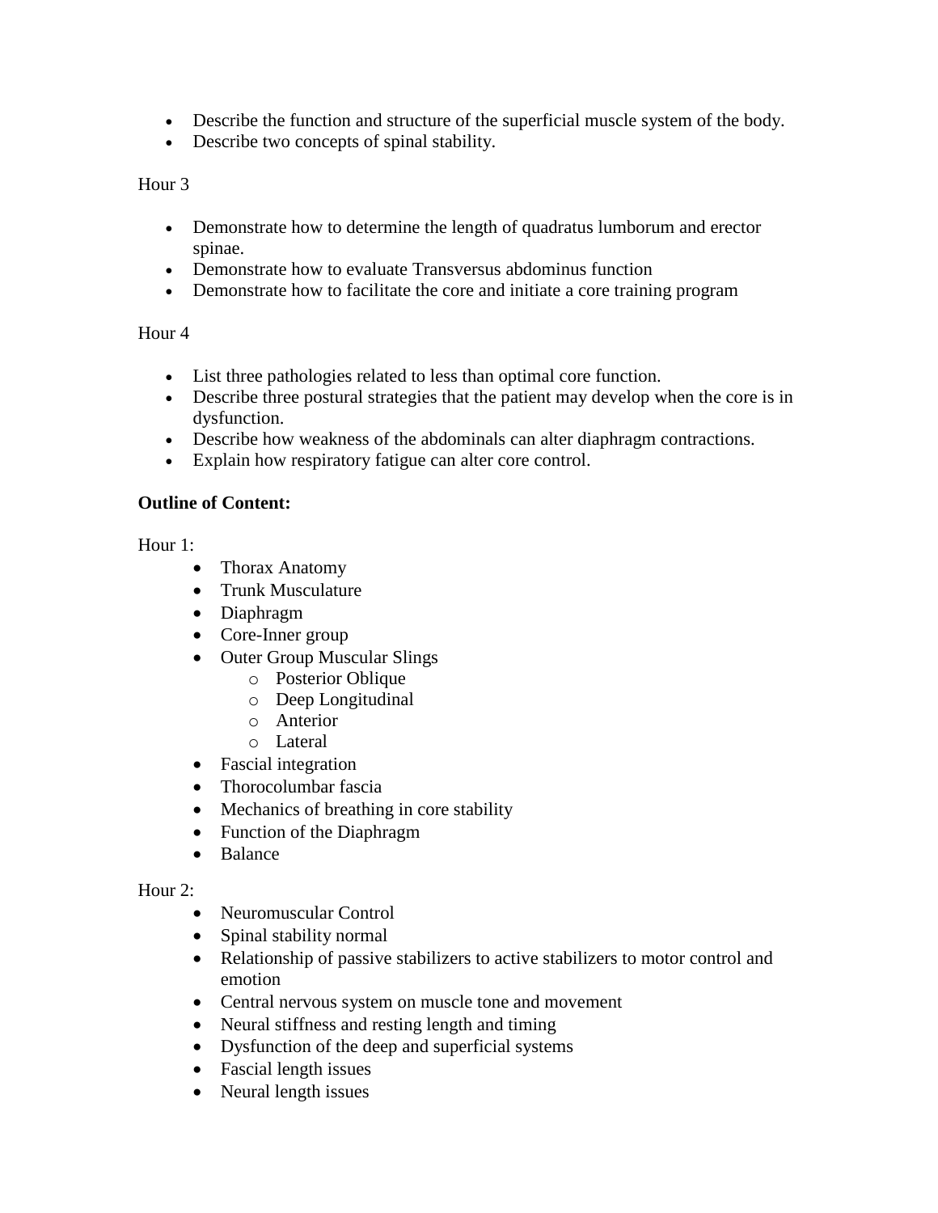- Describe the function and structure of the superficial muscle system of the body.
- Describe two concepts of spinal stability.

Hour 3

- Demonstrate how to determine the length of quadratus lumborum and erector spinae.
- Demonstrate how to evaluate Transversus abdominus function
- Demonstrate how to facilitate the core and initiate a core training program

Hour 4

- List three pathologies related to less than optimal core function.
- Describe three postural strategies that the patient may develop when the core is in dysfunction.
- Describe how weakness of the abdominals can alter diaphragm contractions.
- Explain how respiratory fatigue can alter core control.

**Outline of Content:**

Hour 1:

- Thorax Anatomy
- Trunk Musculature
- Diaphragm
- Core-Inner group
- Outer Group Muscular Slings
  - Posterior Oblique
  - Deep Longitudinal
  - Anterior
  - Lateral
- Fascial integration
- Thorocolumbar fascia
- Mechanics of breathing in core stability
- Function of the Diaphragm
- Balance

Hour 2:

- Neuromuscular Control
- Spinal stability normal
- Relationship of passive stabilizers to active stabilizers to motor control and emotion
- Central nervous system on muscle tone and movement
- Neural stiffness and resting length and timing
- Dysfunction of the deep and superficial systems
- Fascial length issues
- Neural length issues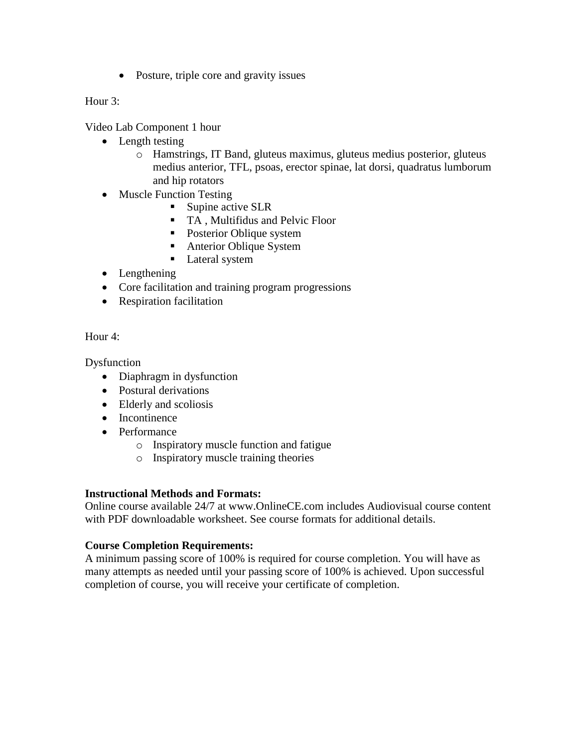- Posture, triple core and gravity issues

Hour 3:

Video Lab Component 1 hour

- Length testing
  - Hamstrings, IT Band, gluteus maximus, gluteus medius posterior, gluteus medius anterior, TFL, psoas, erector spinae, lat dorsi, quadratus lumborum and hip rotators
- Muscle Function Testing
  - Supine active SLR
  - TA , Multifidus and Pelvic Floor
  - Posterior Oblique system
  - Anterior Oblique System
  - Lateral system
- Lengthening
- Core facilitation and training program progressions
- Respiration facilitation

Hour 4:

Dysfunction

- Diaphragm in dysfunction
- Postural derivations
- Elderly and scoliosis
- Incontinence
- Performance
  - Inspiratory muscle function and fatigue
  - Inspiratory muscle training theories

**Instructional Methods and Formats:**
Online course available 24/7 at www.OnlineCE.com includes Audiovisual course content with PDF downloadable worksheet. See course formats for additional details.

**Course Completion Requirements:**
A minimum passing score of 100% is required for course completion. You will have as many attempts as needed until your passing score of 100% is achieved. Upon successful completion of course, you will receive your certificate of completion.